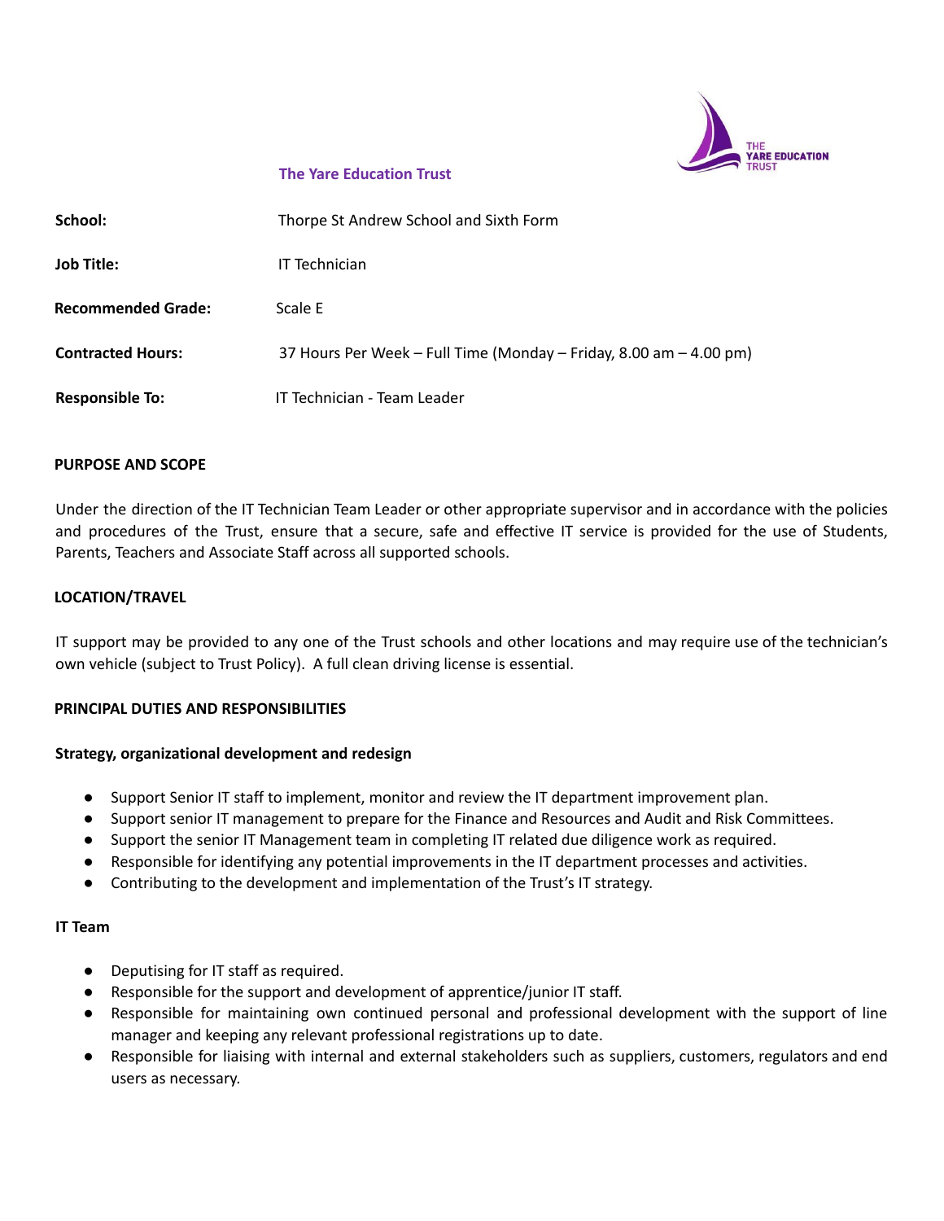**The Yare Education Trust**

| | |
|---|---|
| **School:** | Thorpe St Andrew School and Sixth Form |
| **Job Title:** | IT Technician |
| **Recommended Grade:** | Scale E |
| **Contracted Hours:** | 37 Hours Per Week – Full Time (Monday – Friday, 8.00 am – 4.00 pm) |
| **Responsible To:** | IT Technician - Team Leader |

**PURPOSE AND SCOPE**

Under the direction of the IT Technician Team Leader or other appropriate supervisor and in accordance with the policies and procedures of the Trust, ensure that a secure, safe and effective IT service is provided for the use of Students, Parents, Teachers and Associate Staff across all supported schools.

**LOCATION/TRAVEL**

IT support may be provided to any one of the Trust schools and other locations and may require use of the technician's own vehicle (subject to Trust Policy). A full clean driving license is essential.

**PRINCIPAL DUTIES AND RESPONSIBILITIES**

**Strategy, organizational development and redesign**

- Support Senior IT staff to implement, monitor and review the IT department improvement plan.
- Support senior IT management to prepare for the Finance and Resources and Audit and Risk Committees.
- Support the senior IT Management team in completing IT related due diligence work as required.
- Responsible for identifying any potential improvements in the IT department processes and activities.
- Contributing to the development and implementation of the Trust's IT strategy.

**IT Team**

- Deputising for IT staff as required.
- Responsible for the support and development of apprentice/junior IT staff.
- Responsible for maintaining own continued personal and professional development with the support of line manager and keeping any relevant professional registrations up to date.
- Responsible for liaising with internal and external stakeholders such as suppliers, customers, regulators and end users as necessary.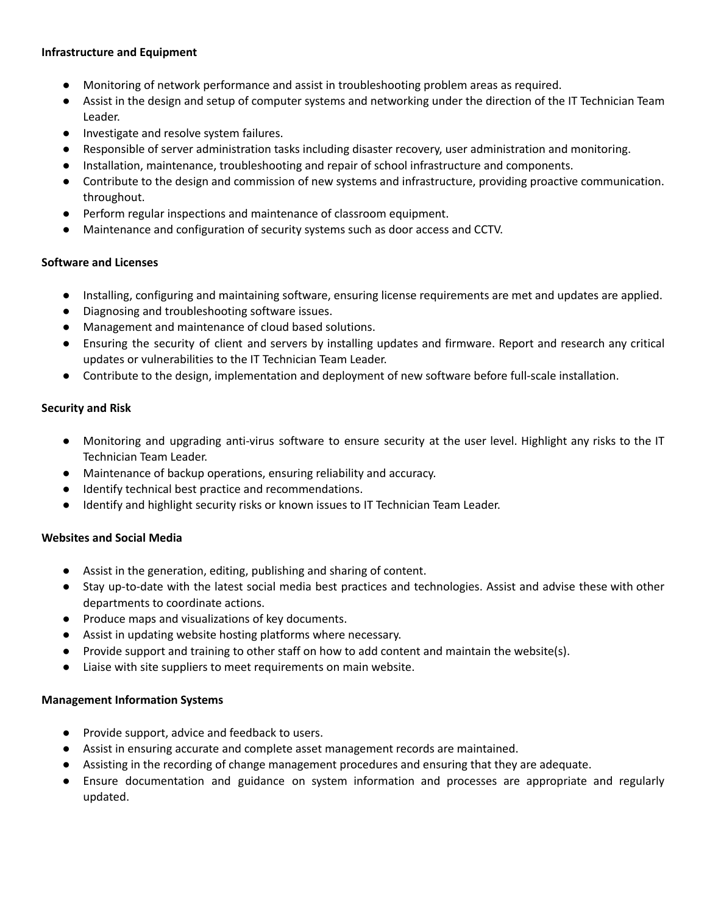**Infrastructure and Equipment**

- Monitoring of network performance and assist in troubleshooting problem areas as required.
- Assist in the design and setup of computer systems and networking under the direction of the IT Technician Team Leader.
- Investigate and resolve system failures.
- Responsible of server administration tasks including disaster recovery, user administration and monitoring.
- Installation, maintenance, troubleshooting and repair of school infrastructure and components.
- Contribute to the design and commission of new systems and infrastructure, providing proactive communication. throughout.
- Perform regular inspections and maintenance of classroom equipment.
- Maintenance and configuration of security systems such as door access and CCTV.

**Software and Licenses**

- Installing, configuring and maintaining software, ensuring license requirements are met and updates are applied.
- Diagnosing and troubleshooting software issues.
- Management and maintenance of cloud based solutions.
- Ensuring the security of client and servers by installing updates and firmware. Report and research any critical updates or vulnerabilities to the IT Technician Team Leader.
- Contribute to the design, implementation and deployment of new software before full-scale installation.

**Security and Risk**

- Monitoring and upgrading anti-virus software to ensure security at the user level. Highlight any risks to the IT Technician Team Leader.
- Maintenance of backup operations, ensuring reliability and accuracy.
- Identify technical best practice and recommendations.
- Identify and highlight security risks or known issues to IT Technician Team Leader.

**Websites and Social Media**

- Assist in the generation, editing, publishing and sharing of content.
- Stay up-to-date with the latest social media best practices and technologies. Assist and advise these with other departments to coordinate actions.
- Produce maps and visualizations of key documents.
- Assist in updating website hosting platforms where necessary.
- Provide support and training to other staff on how to add content and maintain the website(s).
- Liaise with site suppliers to meet requirements on main website.

**Management Information Systems**

- Provide support, advice and feedback to users.
- Assist in ensuring accurate and complete asset management records are maintained.
- Assisting in the recording of change management procedures and ensuring that they are adequate.
- Ensure documentation and guidance on system information and processes are appropriate and regularly updated.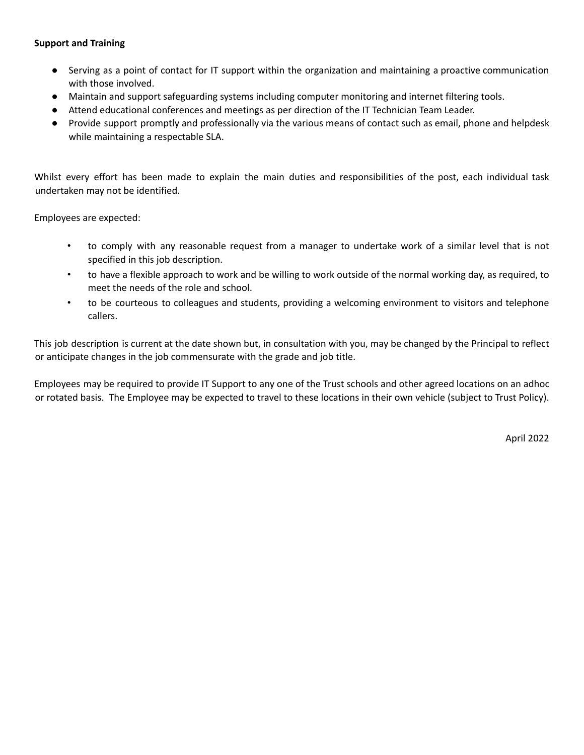**Support and Training**

- Serving as a point of contact for IT support within the organization and maintaining a proactive communication with those involved.
- Maintain and support safeguarding systems including computer monitoring and internet filtering tools.
- Attend educational conferences and meetings as per direction of the IT Technician Team Leader.
- Provide support promptly and professionally via the various means of contact such as email, phone and helpdesk while maintaining a respectable SLA.

Whilst every effort has been made to explain the main duties and responsibilities of the post, each individual task undertaken may not be identified.

Employees are expected:

- to comply with any reasonable request from a manager to undertake work of a similar level that is not specified in this job description.
- to have a flexible approach to work and be willing to work outside of the normal working day, as required, to meet the needs of the role and school.
- to be courteous to colleagues and students, providing a welcoming environment to visitors and telephone callers.

This job description is current at the date shown but, in consultation with you, may be changed by the Principal to reflect or anticipate changes in the job commensurate with the grade and job title.

Employees may be required to provide IT Support to any one of the Trust schools and other agreed locations on an adhoc or rotated basis. The Employee may be expected to travel to these locations in their own vehicle (subject to Trust Policy).

April 2022